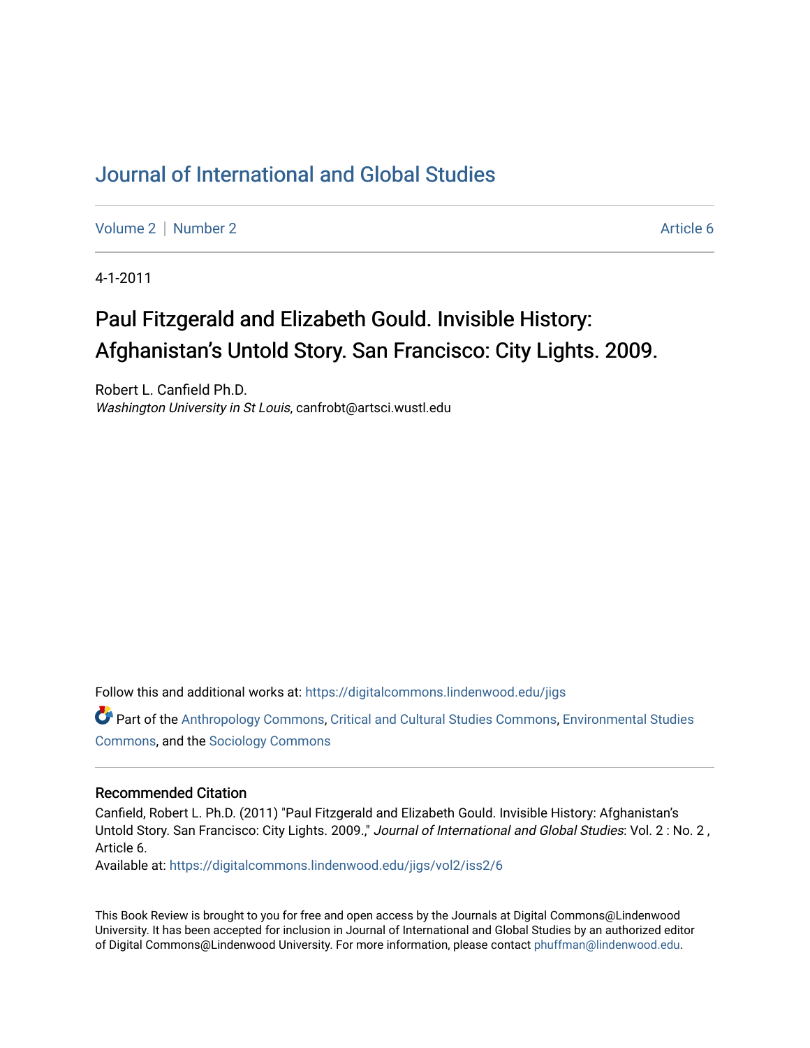# Journal of International and Global Studies

Volume 2 | Number 2 Article 6

4-1-2011

## Paul Fitzgerald and Elizabeth Gould. Invisible History: Afghanistan's Untold Story. San Francisco: City Lights. 2009.

Robert L. Canfield Ph.D.
*Washington University in St Louis*, canfrobt@artsci.wustl.edu

Follow this and additional works at: https://digitalcommons.lindenwood.edu/jigs

Part of the Anthropology Commons, Critical and Cultural Studies Commons, Environmental Studies Commons, and the Sociology Commons

### Recommended Citation

Canfield, Robert L. Ph.D. (2011) "Paul Fitzgerald and Elizabeth Gould. Invisible History: Afghanistan's Untold Story. San Francisco: City Lights. 2009.," *Journal of International and Global Studies*: Vol. 2 : No. 2 , Article 6.
Available at: https://digitalcommons.lindenwood.edu/jigs/vol2/iss2/6

This Book Review is brought to you for free and open access by the Journals at Digital Commons@Lindenwood University. It has been accepted for inclusion in Journal of International and Global Studies by an authorized editor of Digital Commons@Lindenwood University. For more information, please contact phuffman@lindenwood.edu.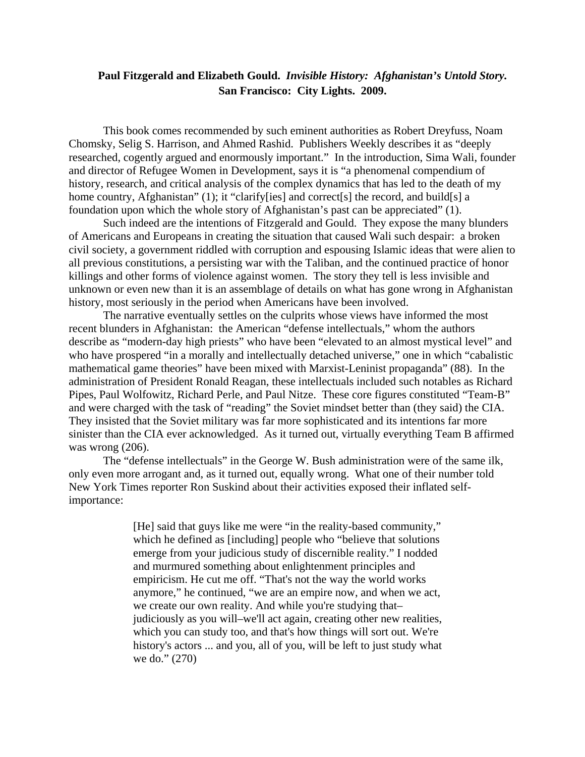**Paul Fitzgerald and Elizabeth Gould. *Invisible History: Afghanistan's Untold Story.* San Francisco: City Lights. 2009.**

This book comes recommended by such eminent authorities as Robert Dreyfuss, Noam Chomsky, Selig S. Harrison, and Ahmed Rashid. Publishers Weekly describes it as "deeply researched, cogently argued and enormously important." In the introduction, Sima Wali, founder and director of Refugee Women in Development, says it is "a phenomenal compendium of history, research, and critical analysis of the complex dynamics that has led to the death of my home country, Afghanistan" (1); it "clarify[ies] and correct[s] the record, and build[s] a foundation upon which the whole story of Afghanistan's past can be appreciated" (1).

Such indeed are the intentions of Fitzgerald and Gould. They expose the many blunders of Americans and Europeans in creating the situation that caused Wali such despair: a broken civil society, a government riddled with corruption and espousing Islamic ideas that were alien to all previous constitutions, a persisting war with the Taliban, and the continued practice of honor killings and other forms of violence against women. The story they tell is less invisible and unknown or even new than it is an assemblage of details on what has gone wrong in Afghanistan history, most seriously in the period when Americans have been involved.

The narrative eventually settles on the culprits whose views have informed the most recent blunders in Afghanistan: the American "defense intellectuals," whom the authors describe as "modern-day high priests" who have been "elevated to an almost mystical level" and who have prospered "in a morally and intellectually detached universe," one in which "cabalistic mathematical game theories" have been mixed with Marxist-Leninist propaganda" (88). In the administration of President Ronald Reagan, these intellectuals included such notables as Richard Pipes, Paul Wolfowitz, Richard Perle, and Paul Nitze. These core figures constituted "Team-B" and were charged with the task of "reading" the Soviet mindset better than (they said) the CIA. They insisted that the Soviet military was far more sophisticated and its intentions far more sinister than the CIA ever acknowledged. As it turned out, virtually everything Team B affirmed was wrong (206).

The "defense intellectuals" in the George W. Bush administration were of the same ilk, only even more arrogant and, as it turned out, equally wrong. What one of their number told New York Times reporter Ron Suskind about their activities exposed their inflated self-importance:

> [He] said that guys like me were "in the reality-based community," which he defined as [including] people who "believe that solutions emerge from your judicious study of discernible reality." I nodded and murmured something about enlightenment principles and empiricism. He cut me off. "That's not the way the world works anymore," he continued, "we are an empire now, and when we act, we create our own reality. And while you're studying that–judiciously as you will–we'll act again, creating other new realities, which you can study too, and that's how things will sort out. We're history's actors ... and you, all of you, will be left to just study what we do." (270)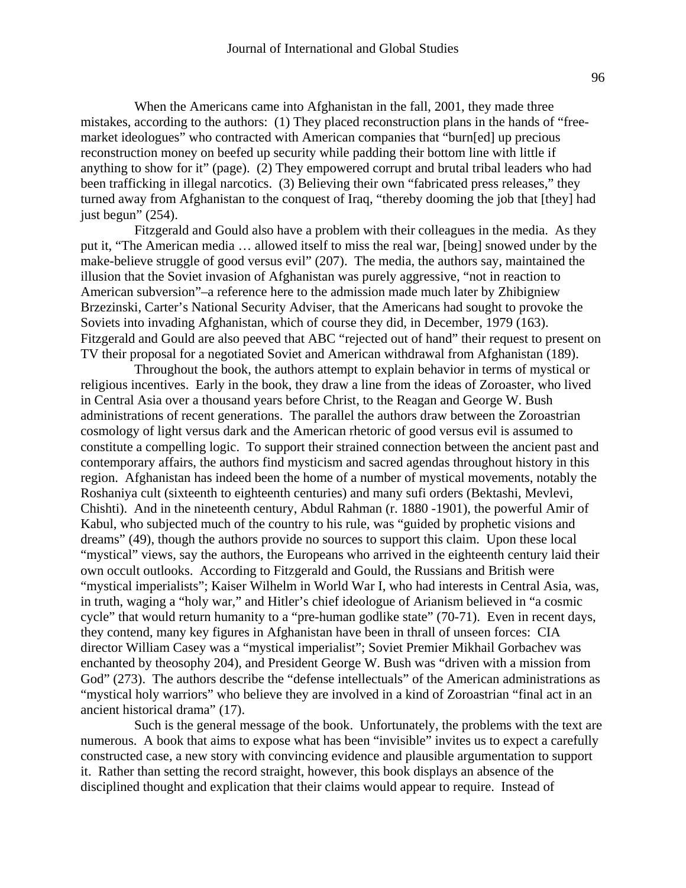When the Americans came into Afghanistan in the fall, 2001, they made three mistakes, according to the authors: (1) They placed reconstruction plans in the hands of "free-market ideologues" who contracted with American companies that "burn[ed] up precious reconstruction money on beefed up security while padding their bottom line with little if anything to show for it" (page). (2) They empowered corrupt and brutal tribal leaders who had been trafficking in illegal narcotics. (3) Believing their own "fabricated press releases," they turned away from Afghanistan to the conquest of Iraq, "thereby dooming the job that [they] had just begun" (254).

Fitzgerald and Gould also have a problem with their colleagues in the media. As they put it, "The American media … allowed itself to miss the real war, [being] snowed under by the make-believe struggle of good versus evil" (207). The media, the authors say, maintained the illusion that the Soviet invasion of Afghanistan was purely aggressive, "not in reaction to American subversion"–a reference here to the admission made much later by Zhibigniew Brzezinski, Carter's National Security Adviser, that the Americans had sought to provoke the Soviets into invading Afghanistan, which of course they did, in December, 1979 (163). Fitzgerald and Gould are also peeved that ABC "rejected out of hand" their request to present on TV their proposal for a negotiated Soviet and American withdrawal from Afghanistan (189).

Throughout the book, the authors attempt to explain behavior in terms of mystical or religious incentives. Early in the book, they draw a line from the ideas of Zoroaster, who lived in Central Asia over a thousand years before Christ, to the Reagan and George W. Bush administrations of recent generations. The parallel the authors draw between the Zoroastrian cosmology of light versus dark and the American rhetoric of good versus evil is assumed to constitute a compelling logic. To support their strained connection between the ancient past and contemporary affairs, the authors find mysticism and sacred agendas throughout history in this region. Afghanistan has indeed been the home of a number of mystical movements, notably the Roshaniya cult (sixteenth to eighteenth centuries) and many sufi orders (Bektashi, Mevlevi, Chishti). And in the nineteenth century, Abdul Rahman (r. 1880 -1901), the powerful Amir of Kabul, who subjected much of the country to his rule, was "guided by prophetic visions and dreams" (49), though the authors provide no sources to support this claim. Upon these local "mystical" views, say the authors, the Europeans who arrived in the eighteenth century laid their own occult outlooks. According to Fitzgerald and Gould, the Russians and British were "mystical imperialists"; Kaiser Wilhelm in World War I, who had interests in Central Asia, was, in truth, waging a "holy war," and Hitler's chief ideologue of Arianism believed in "a cosmic cycle" that would return humanity to a "pre-human godlike state" (70-71). Even in recent days, they contend, many key figures in Afghanistan have been in thrall of unseen forces: CIA director William Casey was a "mystical imperialist"; Soviet Premier Mikhail Gorbachev was enchanted by theosophy 204), and President George W. Bush was "driven with a mission from God" (273). The authors describe the "defense intellectuals" of the American administrations as "mystical holy warriors" who believe they are involved in a kind of Zoroastrian "final act in an ancient historical drama" (17).

Such is the general message of the book. Unfortunately, the problems with the text are numerous. A book that aims to expose what has been "invisible" invites us to expect a carefully constructed case, a new story with convincing evidence and plausible argumentation to support it. Rather than setting the record straight, however, this book displays an absence of the disciplined thought and explication that their claims would appear to require. Instead of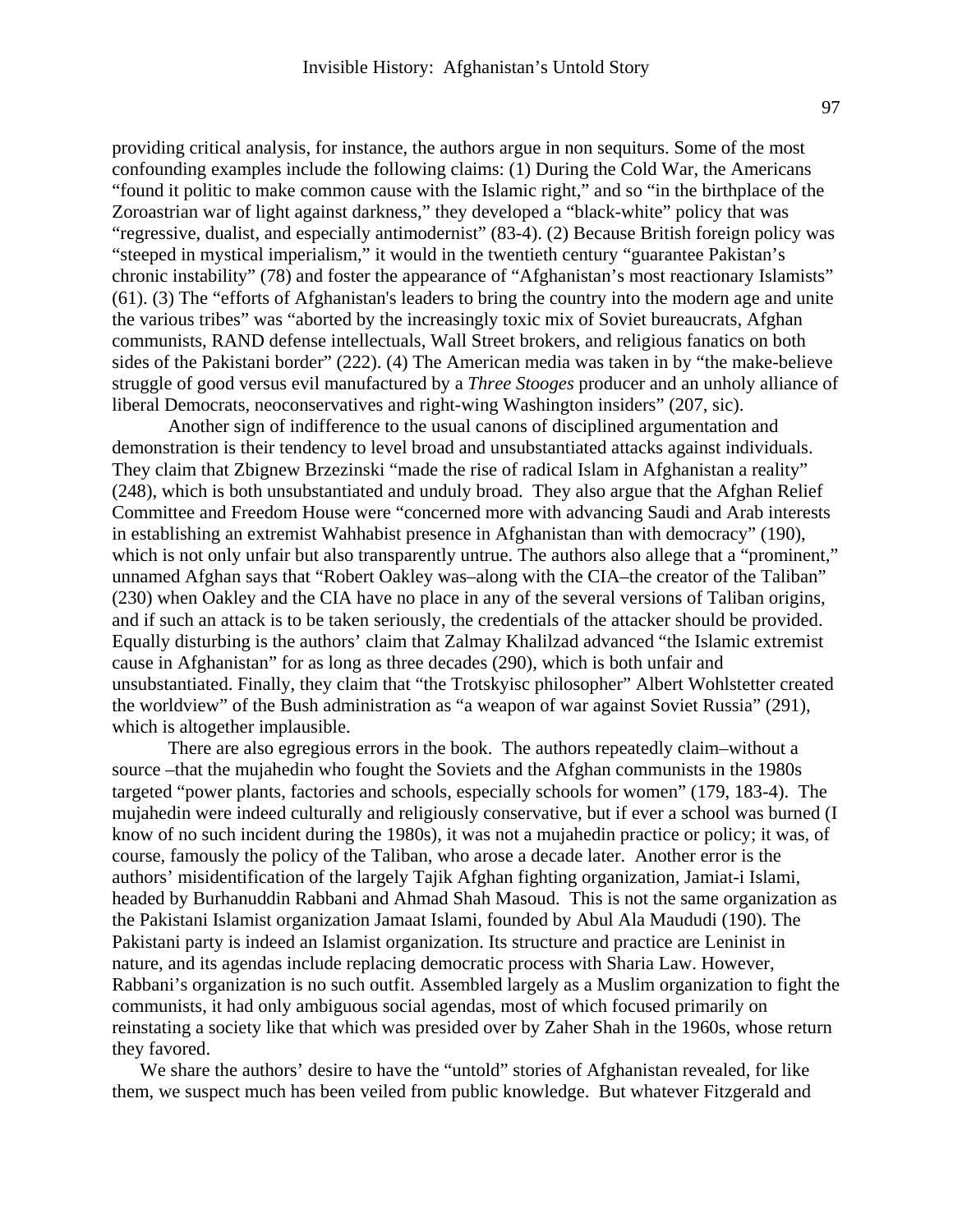providing critical analysis, for instance, the authors argue in non sequiturs. Some of the most confounding examples include the following claims: (1) During the Cold War, the Americans "found it politic to make common cause with the Islamic right," and so "in the birthplace of the Zoroastrian war of light against darkness," they developed a "black-white" policy that was "regressive, dualist, and especially antimodernist" (83-4). (2) Because British foreign policy was "steeped in mystical imperialism," it would in the twentieth century "guarantee Pakistan's chronic instability" (78) and foster the appearance of "Afghanistan's most reactionary Islamists" (61). (3) The "efforts of Afghanistan's leaders to bring the country into the modern age and unite the various tribes" was "aborted by the increasingly toxic mix of Soviet bureaucrats, Afghan communists, RAND defense intellectuals, Wall Street brokers, and religious fanatics on both sides of the Pakistani border" (222). (4) The American media was taken in by "the make-believe struggle of good versus evil manufactured by a *Three Stooges* producer and an unholy alliance of liberal Democrats, neoconservatives and right-wing Washington insiders" (207, sic).

Another sign of indifference to the usual canons of disciplined argumentation and demonstration is their tendency to level broad and unsubstantiated attacks against individuals. They claim that Zbignew Brzezinski "made the rise of radical Islam in Afghanistan a reality" (248), which is both unsubstantiated and unduly broad. They also argue that the Afghan Relief Committee and Freedom House were "concerned more with advancing Saudi and Arab interests in establishing an extremist Wahhabist presence in Afghanistan than with democracy" (190), which is not only unfair but also transparently untrue. The authors also allege that a "prominent," unnamed Afghan says that "Robert Oakley was–along with the CIA–the creator of the Taliban" (230) when Oakley and the CIA have no place in any of the several versions of Taliban origins, and if such an attack is to be taken seriously, the credentials of the attacker should be provided. Equally disturbing is the authors' claim that Zalmay Khalilzad advanced "the Islamic extremist cause in Afghanistan" for as long as three decades (290), which is both unfair and unsubstantiated. Finally, they claim that "the Trotskyisc philosopher" Albert Wohlstetter created the worldview" of the Bush administration as "a weapon of war against Soviet Russia" (291), which is altogether implausible.

There are also egregious errors in the book. The authors repeatedly claim–without a source –that the mujahedin who fought the Soviets and the Afghan communists in the 1980s targeted "power plants, factories and schools, especially schools for women" (179, 183-4). The mujahedin were indeed culturally and religiously conservative, but if ever a school was burned (I know of no such incident during the 1980s), it was not a mujahedin practice or policy; it was, of course, famously the policy of the Taliban, who arose a decade later. Another error is the authors' misidentification of the largely Tajik Afghan fighting organization, Jamiat-i Islami, headed by Burhanuddin Rabbani and Ahmad Shah Masoud. This is not the same organization as the Pakistani Islamist organization Jamaat Islami, founded by Abul Ala Maududi (190). The Pakistani party is indeed an Islamist organization. Its structure and practice are Leninist in nature, and its agendas include replacing democratic process with Sharia Law. However, Rabbani's organization is no such outfit. Assembled largely as a Muslim organization to fight the communists, it had only ambiguous social agendas, most of which focused primarily on reinstating a society like that which was presided over by Zaher Shah in the 1960s, whose return they favored.

We share the authors' desire to have the "untold" stories of Afghanistan revealed, for like them, we suspect much has been veiled from public knowledge. But whatever Fitzgerald and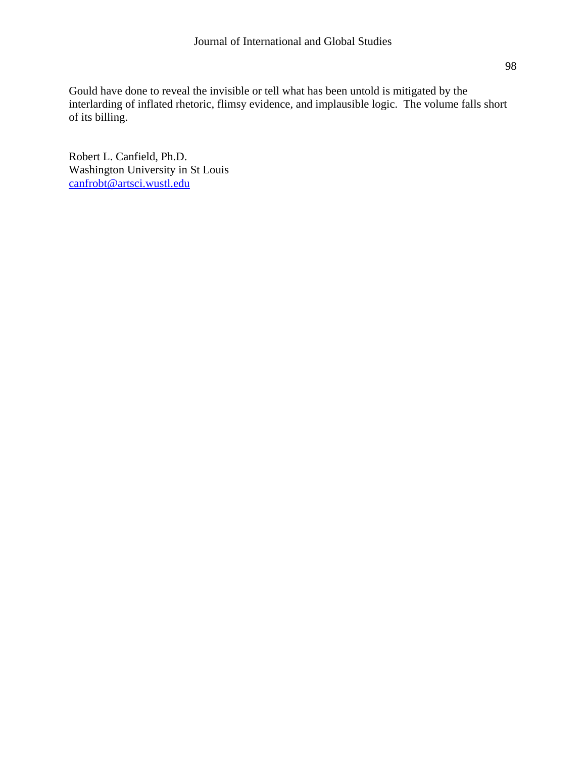Gould have done to reveal the invisible or tell what has been untold is mitigated by the interlarding of inflated rhetoric, flimsy evidence, and implausible logic. The volume falls short of its billing.

Robert L. Canfield, Ph.D.
Washington University in St Louis
canfrobt@artsci.wustl.edu